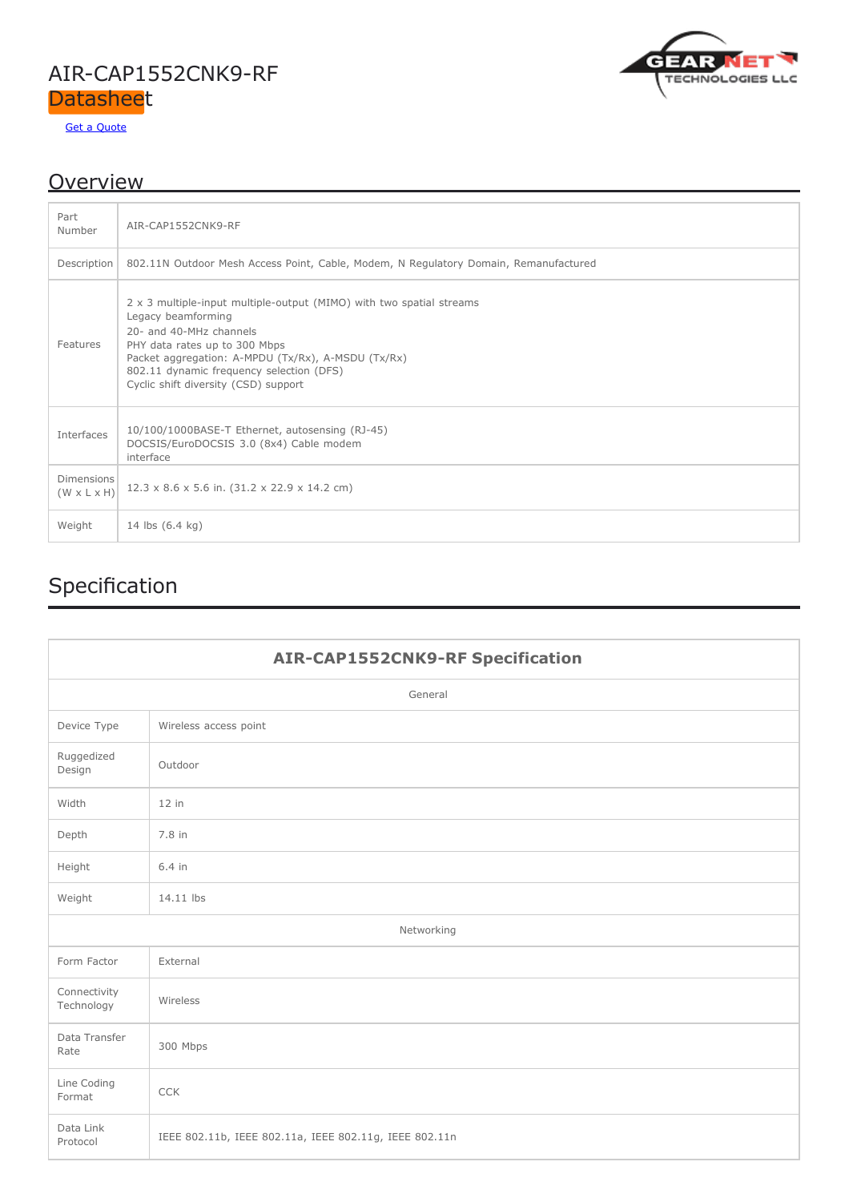# AIR-CAP1552CNK9-RF Datasheet

Get a Quote

## Overview

| | |
|---|---|
| Part Number | AIR-CAP1552CNK9-RF |
| Description | 802.11N Outdoor Mesh Access Point, Cable, Modem, N Regulatory Domain, Remanufactured |
| Features | 2 x 3 multiple-input multiple-output (MIMO) with two spatial streams<br>Legacy beamforming<br>20- and 40-MHz channels<br>PHY data rates up to 300 Mbps<br>Packet aggregation: A-MPDU (Tx/Rx), A-MSDU (Tx/Rx)<br>802.11 dynamic frequency selection (DFS)<br>Cyclic shift diversity (CSD) support |
| Interfaces | 10/100/1000BASE-T Ethernet, autosensing (RJ-45)<br>DOCSIS/EuroDOCSIS 3.0 (8x4) Cable modem interface |
| Dimensions (W x L x H) | 12.3 x 8.6 x 5.6 in. (31.2 x 22.9 x 14.2 cm) |
| Weight | 14 lbs (6.4 kg) |

## Specification

| **AIR-CAP1552CNK9-RF Specification** | |
|---|---|
| General | |
| Device Type | Wireless access point |
| Ruggedized Design | Outdoor |
| Width | 12 in |
| Depth | 7.8 in |
| Height | 6.4 in |
| Weight | 14.11 lbs |
| Networking | |
| Form Factor | External |
| Connectivity Technology | Wireless |
| Data Transfer Rate | 300 Mbps |
| Line Coding Format | CCK |
| Data Link Protocol | IEEE 802.11b, IEEE 802.11a, IEEE 802.11g, IEEE 802.11n |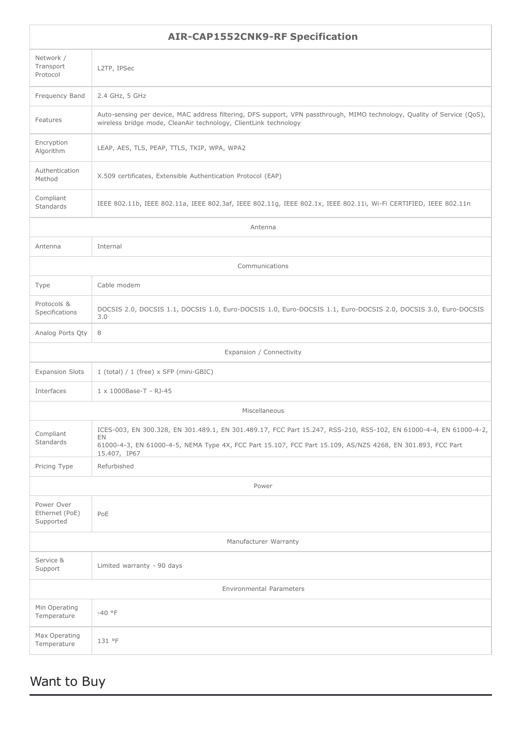| AIR-CAP1552CNK9-RF Specification | |
|---|---|
| Network / Transport Protocol | L2TP, IPSec |
| Frequency Band | 2.4 GHz, 5 GHz |
| Features | Auto-sensing per device, MAC address filtering, DFS support, VPN passthrough, MIMO technology, Quality of Service (QoS), wireless bridge mode, CleanAir technology, ClientLink technology |
| Encryption Algorithm | LEAP, AES, TLS, PEAP, TTLS, TKIP, WPA, WPA2 |
| Authentication Method | X.509 certificates, Extensible Authentication Protocol (EAP) |
| Compliant Standards | IEEE 802.11b, IEEE 802.11a, IEEE 802.3af, IEEE 802.11g, IEEE 802.1x, IEEE 802.11i, Wi-Fi CERTIFIED, IEEE 802.11n |
| Antenna | |
| Antenna | Internal |
| Communications | |
| Type | Cable modem |
| Protocols & Specifications | DOCSIS 2.0, DOCSIS 1.1, DOCSIS 1.0, Euro-DOCSIS 1.0, Euro-DOCSIS 1.1, Euro-DOCSIS 2.0, DOCSIS 3.0, Euro-DOCSIS 3.0 |
| Analog Ports Qty | 8 |
| Expansion / Connectivity | |
| Expansion Slots | 1 (total) / 1 (free) x SFP (mini-GBIC) |
| Interfaces | 1 x 1000Base-T - RJ-45 |
| Miscellaneous | |
| Compliant Standards | ICES-003, EN 300.328, EN 301.489.1, EN 301.489.17, FCC Part 15.247, RSS-210, RSS-102, EN 61000-4-4, EN 61000-4-2, EN 61000-4-3, EN 61000-4-5, NEMA Type 4X, FCC Part 15.107, FCC Part 15.109, AS/NZS 4268, EN 301.893, FCC Part 15.407, IP67 |
| Pricing Type | Refurbished |
| Power | |
| Power Over Ethernet (PoE) Supported | PoE |
| Manufacturer Warranty | |
| Service & Support | Limited warranty - 90 days |
| Environmental Parameters | |
| Min Operating Temperature | -40 °F |
| Max Operating Temperature | 131 °F |

# Want to Buy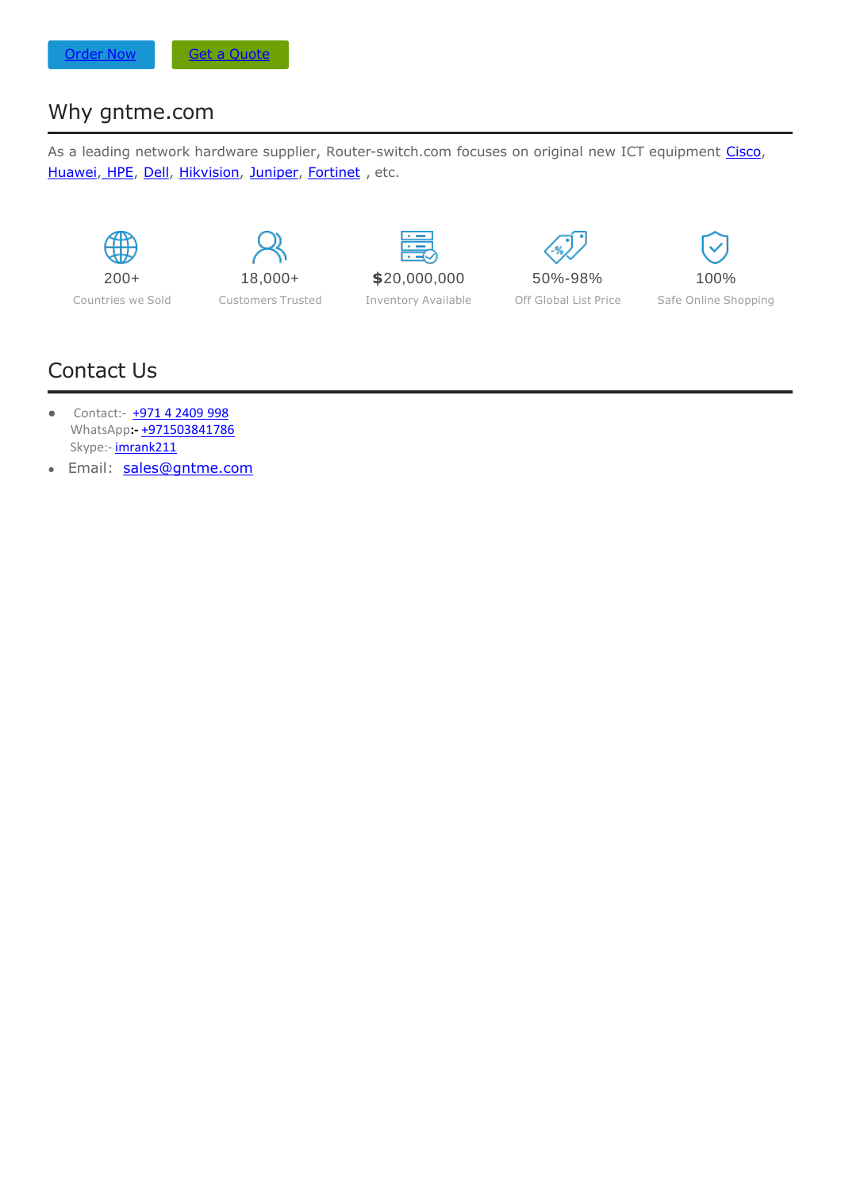[Order Now] [Get a Quote]

## Why gntme.com

As a leading network hardware supplier, Router-switch.com focuses on original new ICT equipment Cisco, Huawei, HPE, Dell, Hikvision, Juniper, Fortinet , etc.

200+
Countries we Sold

18,000+
Customers Trusted

$20,000,000
Inventory Available

50%-98%
Off Global List Price

100%
Safe Online Shopping

## Contact Us

- Contact:- +971 4 2409 998
  WhatsApp:- +971503841786
  Skype:- imrank211
- Email: sales@gntme.com